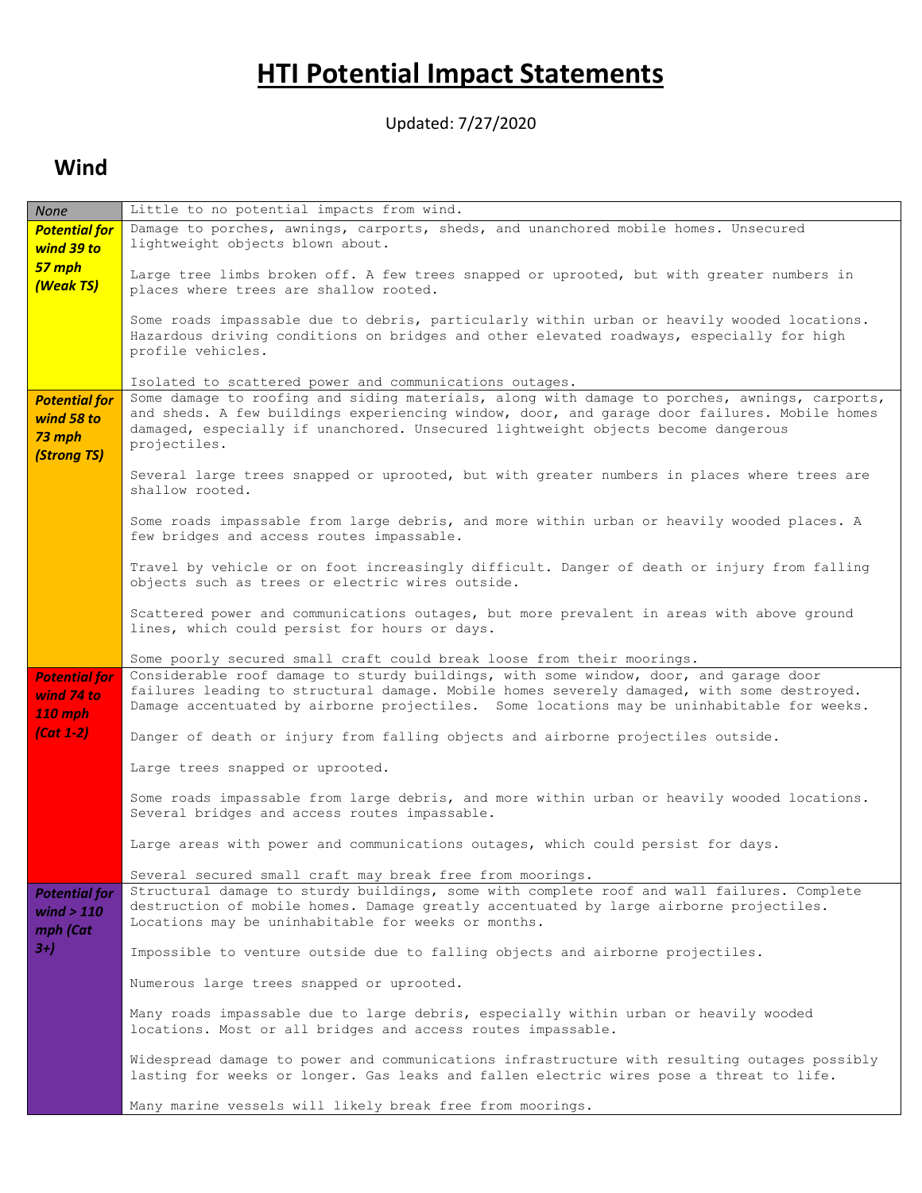# HTI Potential Impact Statements

Updated: 7/27/2020

## Wind

| | |
|---|---|
| *None* | Little to no potential impacts from wind. |
| ***Potential for wind 39 to 57 mph (Weak TS)*** | Damage to porches, awnings, carports, sheds, and unanchored mobile homes. Unsecured lightweight objects blown about.<br><br>Large tree limbs broken off. A few trees snapped or uprooted, but with greater numbers in places where trees are shallow rooted.<br><br>Some roads impassable due to debris, particularly within urban or heavily wooded locations. Hazardous driving conditions on bridges and other elevated roadways, especially for high profile vehicles.<br><br>Isolated to scattered power and communications outages. |
| ***Potential for wind 58 to 73 mph (Strong TS)*** | Some damage to roofing and siding materials, along with damage to porches, awnings, carports, and sheds. A few buildings experiencing window, door, and garage door failures. Mobile homes damaged, especially if unanchored. Unsecured lightweight objects become dangerous projectiles.<br><br>Several large trees snapped or uprooted, but with greater numbers in places where trees are shallow rooted.<br><br>Some roads impassable from large debris, and more within urban or heavily wooded places. A few bridges and access routes impassable.<br><br>Travel by vehicle or on foot increasingly difficult. Danger of death or injury from falling objects such as trees or electric wires outside.<br><br>Scattered power and communications outages, but more prevalent in areas with above ground lines, which could persist for hours or days.<br><br>Some poorly secured small craft could break loose from their moorings. |
| ***Potential for wind 74 to 110 mph (Cat 1-2)*** | Considerable roof damage to sturdy buildings, with some window, door, and garage door failures leading to structural damage. Mobile homes severely damaged, with some destroyed. Damage accentuated by airborne projectiles. Some locations may be uninhabitable for weeks.<br><br>Danger of death or injury from falling objects and airborne projectiles outside.<br><br>Large trees snapped or uprooted.<br><br>Some roads impassable from large debris, and more within urban or heavily wooded locations. Several bridges and access routes impassable.<br><br>Large areas with power and communications outages, which could persist for days.<br><br>Several secured small craft may break free from moorings. |
| ***Potential for wind > 110 mph (Cat 3+)*** | Structural damage to sturdy buildings, some with complete roof and wall failures. Complete destruction of mobile homes. Damage greatly accentuated by large airborne projectiles. Locations may be uninhabitable for weeks or months.<br><br>Impossible to venture outside due to falling objects and airborne projectiles.<br><br>Numerous large trees snapped or uprooted.<br><br>Many roads impassable due to large debris, especially within urban or heavily wooded locations. Most or all bridges and access routes impassable.<br><br>Widespread damage to power and communications infrastructure with resulting outages possibly lasting for weeks or longer. Gas leaks and fallen electric wires pose a threat to life.<br><br>Many marine vessels will likely break free from moorings. |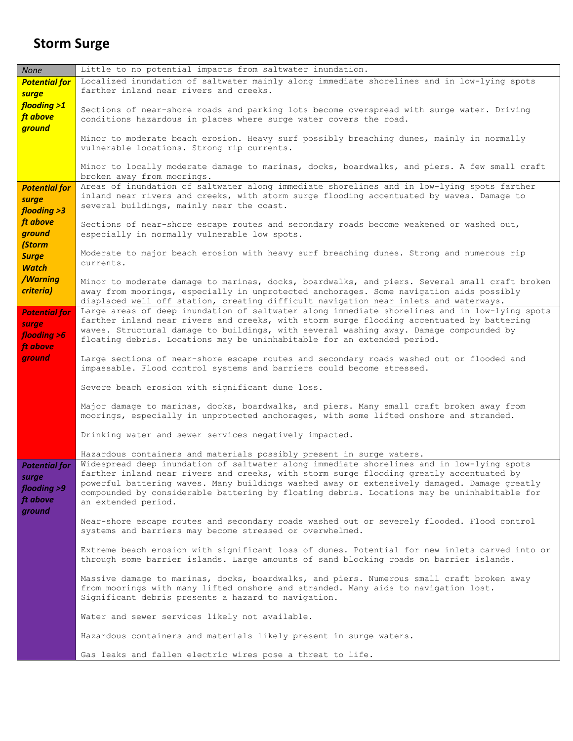## Storm Surge

| | |
|---|---|
| *None* | Little to no potential impacts from saltwater inundation. |
| ***Potential for surge flooding >1 ft above ground*** | Localized inundation of saltwater mainly along immediate shorelines and in low-lying spots farther inland near rivers and creeks.<br><br>Sections of near-shore roads and parking lots become overspread with surge water. Driving conditions hazardous in places where surge water covers the road.<br><br>Minor to moderate beach erosion. Heavy surf possibly breaching dunes, mainly in normally vulnerable locations. Strong rip currents.<br><br>Minor to locally moderate damage to marinas, docks, boardwalks, and piers. A few small craft broken away from moorings. |
| ***Potential for surge flooding >3 ft above ground (Storm Surge Watch /Warning criteria)*** | Areas of inundation of saltwater along immediate shorelines and in low-lying spots farther inland near rivers and creeks, with storm surge flooding accentuated by waves. Damage to several buildings, mainly near the coast.<br><br>Sections of near-shore escape routes and secondary roads become weakened or washed out, especially in normally vulnerable low spots.<br><br>Moderate to major beach erosion with heavy surf breaching dunes. Strong and numerous rip currents.<br><br>Minor to moderate damage to marinas, docks, boardwalks, and piers. Several small craft broken away from moorings, especially in unprotected anchorages. Some navigation aids possibly displaced well off station, creating difficult navigation near inlets and waterways. |
| ***Potential for surge flooding >6 ft above ground*** | Large areas of deep inundation of saltwater along immediate shorelines and in low-lying spots farther inland near rivers and creeks, with storm surge flooding accentuated by battering waves. Structural damage to buildings, with several washing away. Damage compounded by floating debris. Locations may be uninhabitable for an extended period.<br><br>Large sections of near-shore escape routes and secondary roads washed out or flooded and impassable. Flood control systems and barriers could become stressed.<br><br>Severe beach erosion with significant dune loss.<br><br>Major damage to marinas, docks, boardwalks, and piers. Many small craft broken away from moorings, especially in unprotected anchorages, with some lifted onshore and stranded.<br><br>Drinking water and sewer services negatively impacted.<br><br>Hazardous containers and materials possibly present in surge waters. |
| ***Potential for surge flooding >9 ft above ground*** | Widespread deep inundation of saltwater along immediate shorelines and in low-lying spots farther inland near rivers and creeks, with storm surge flooding greatly accentuated by powerful battering waves. Many buildings washed away or extensively damaged. Damage greatly compounded by considerable battering by floating debris. Locations may be uninhabitable for an extended period.<br><br>Near-shore escape routes and secondary roads washed out or severely flooded. Flood control systems and barriers may become stressed or overwhelmed.<br><br>Extreme beach erosion with significant loss of dunes. Potential for new inlets carved into or through some barrier islands. Large amounts of sand blocking roads on barrier islands.<br><br>Massive damage to marinas, docks, boardwalks, and piers. Numerous small craft broken away from moorings with many lifted onshore and stranded. Many aids to navigation lost. Significant debris presents a hazard to navigation.<br><br>Water and sewer services likely not available.<br><br>Hazardous containers and materials likely present in surge waters.<br><br>Gas leaks and fallen electric wires pose a threat to life. |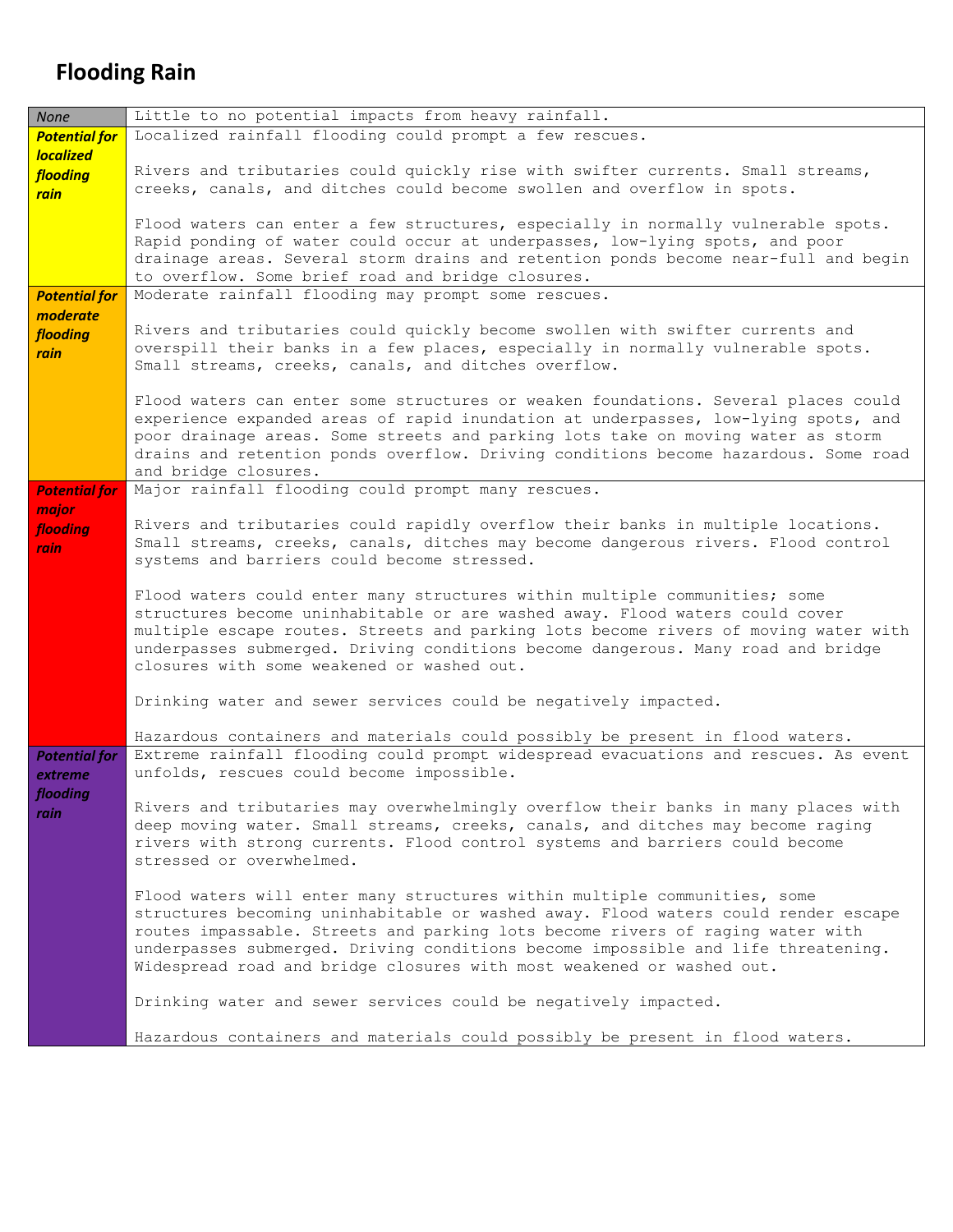# Flooding Rain

| | |
|---|---|
| *None* | Little to no potential impacts from heavy rainfall. |
| ***Potential for localized flooding rain*** | Localized rainfall flooding could prompt a few rescues.<br><br>Rivers and tributaries could quickly rise with swifter currents. Small streams, creeks, canals, and ditches could become swollen and overflow in spots.<br><br>Flood waters can enter a few structures, especially in normally vulnerable spots. Rapid ponding of water could occur at underpasses, low-lying spots, and poor drainage areas. Several storm drains and retention ponds become near-full and begin to overflow. Some brief road and bridge closures. |
| ***Potential for moderate flooding rain*** | Moderate rainfall flooding may prompt some rescues.<br><br>Rivers and tributaries could quickly become swollen with swifter currents and overspill their banks in a few places, especially in normally vulnerable spots. Small streams, creeks, canals, and ditches overflow.<br><br>Flood waters can enter some structures or weaken foundations. Several places could experience expanded areas of rapid inundation at underpasses, low-lying spots, and poor drainage areas. Some streets and parking lots take on moving water as storm drains and retention ponds overflow. Driving conditions become hazardous. Some road and bridge closures. |
| ***Potential for major flooding rain*** | Major rainfall flooding could prompt many rescues.<br><br>Rivers and tributaries could rapidly overflow their banks in multiple locations. Small streams, creeks, canals, ditches may become dangerous rivers. Flood control systems and barriers could become stressed.<br><br>Flood waters could enter many structures within multiple communities; some structures become uninhabitable or are washed away. Flood waters could cover multiple escape routes. Streets and parking lots become rivers of moving water with underpasses submerged. Driving conditions become dangerous. Many road and bridge closures with some weakened or washed out.<br><br>Drinking water and sewer services could be negatively impacted.<br><br>Hazardous containers and materials could possibly be present in flood waters. |
| ***Potential for extreme flooding rain*** | Extreme rainfall flooding could prompt widespread evacuations and rescues. As event unfolds, rescues could become impossible.<br><br>Rivers and tributaries may overwhelmingly overflow their banks in many places with deep moving water. Small streams, creeks, canals, and ditches may become raging rivers with strong currents. Flood control systems and barriers could become stressed or overwhelmed.<br><br>Flood waters will enter many structures within multiple communities, some structures becoming uninhabitable or washed away. Flood waters could render escape routes impassable. Streets and parking lots become rivers of raging water with underpasses submerged. Driving conditions become impossible and life threatening. Widespread road and bridge closures with most weakened or washed out.<br><br>Drinking water and sewer services could be negatively impacted.<br><br>Hazardous containers and materials could possibly be present in flood waters. |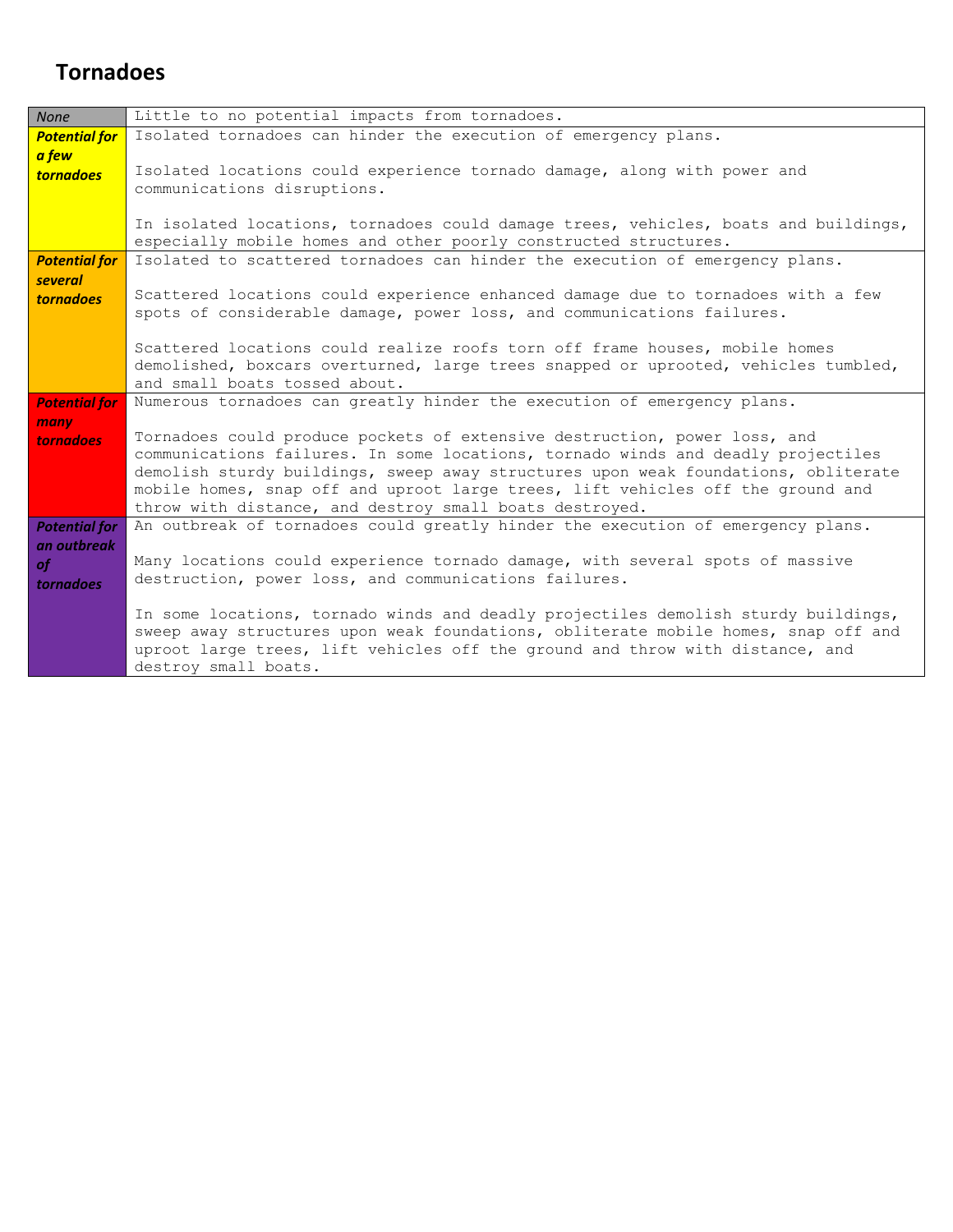## Tornadoes

| | |
|---|---|
| *None* | Little to no potential impacts from tornadoes. |
| ***Potential for a few tornadoes*** | Isolated tornadoes can hinder the execution of emergency plans.<br><br>Isolated locations could experience tornado damage, along with power and communications disruptions.<br><br>In isolated locations, tornadoes could damage trees, vehicles, boats and buildings, especially mobile homes and other poorly constructed structures. |
| ***Potential for several tornadoes*** | Isolated to scattered tornadoes can hinder the execution of emergency plans.<br><br>Scattered locations could experience enhanced damage due to tornadoes with a few spots of considerable damage, power loss, and communications failures.<br><br>Scattered locations could realize roofs torn off frame houses, mobile homes demolished, boxcars overturned, large trees snapped or uprooted, vehicles tumbled, and small boats tossed about. |
| ***Potential for many tornadoes*** | Numerous tornadoes can greatly hinder the execution of emergency plans.<br><br>Tornadoes could produce pockets of extensive destruction, power loss, and communications failures. In some locations, tornado winds and deadly projectiles demolish sturdy buildings, sweep away structures upon weak foundations, obliterate mobile homes, snap off and uproot large trees, lift vehicles off the ground and throw with distance, and destroy small boats destroyed. |
| ***Potential for an outbreak of tornadoes*** | An outbreak of tornadoes could greatly hinder the execution of emergency plans.<br><br>Many locations could experience tornado damage, with several spots of massive destruction, power loss, and communications failures.<br><br>In some locations, tornado winds and deadly projectiles demolish sturdy buildings, sweep away structures upon weak foundations, obliterate mobile homes, snap off and uproot large trees, lift vehicles off the ground and throw with distance, and destroy small boats. |